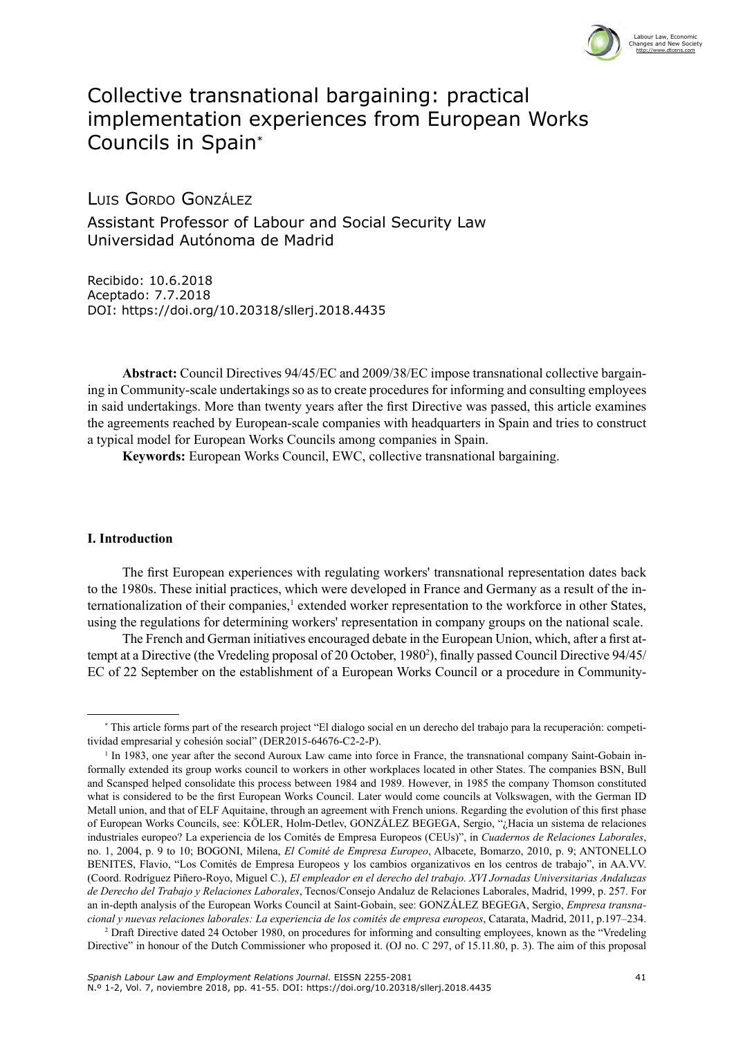# Collective transnational bargaining: practical implementation experiences from European Works Councils in Spain*

Luis Gordo González

Assistant Professor of Labour and Social Security Law
Universidad Autónoma de Madrid

Recibido: 10.6.2018
Aceptado: 7.7.2018
DOI: https://doi.org/10.20318/sllerj.2018.4435

**Abstract:** Council Directives 94/45/EC and 2009/38/EC impose transnational collective bargaining in Community-scale undertakings so as to create procedures for informing and consulting employees in said undertakings. More than twenty years after the first Directive was passed, this article examines the agreements reached by European-scale companies with headquarters in Spain and tries to construct a typical model for European Works Councils among companies in Spain.

**Keywords:** European Works Council, EWC, collective transnational bargaining.

## I. Introduction

The first European experiences with regulating workers' transnational representation dates back to the 1980s. These initial practices, which were developed in France and Germany as a result of the internationalization of their companies,[1] extended worker representation to the workforce in other States, using the regulations for determining workers' representation in company groups on the national scale.

The French and German initiatives encouraged debate in the European Union, which, after a first attempt at a Directive (the Vredeling proposal of 20 October, 1980[2]), finally passed Council Directive 94/45/EC of 22 September on the establishment of a European Works Council or a procedure in Community-

---

* This article forms part of the research project "El dialogo social en un derecho del trabajo para la recuperación: competitividad empresarial y cohesión social" (DER2015-64676-C2-2-P).

[1] In 1983, one year after the second Auroux Law came into force in France, the transnational company Saint-Gobain informally extended its group works council to workers in other workplaces located in other States. The companies BSN, Bull and Scanspeed helped consolidate this process between 1984 and 1989. However, in 1985 the company Thomson constituted what is considered to be the first European Works Council. Later would come councils at Volkswagen, with the German ID Metall union, and that of ELF Aquitaine, through an agreement with French unions. Regarding the evolution of this first phase of European Works Councils, see: KÖLER, Holm-Detlev, GONZÁLEZ BEGEGA, Sergio, "¿Hacia un sistema de relaciones industriales europeo? La experiencia de los Comités de Empresa Europeos (CEUs)", in *Cuadernos de Relaciones Laborales*, no. 1, 2004, p. 9 to 10; BOGONI, Milena, *El Comité de Empresa Europeo*, Albacete, Bomarzo, 2010, p. 9; ANTONELLO BENITES, Flavio, "Los Comités de Empresa Europeos y los cambios organizativos en los centros de trabajo", in AA.VV. (Coord. Rodríguez Piñero-Royo, Miguel C.), *El empleador en el derecho del trabajo. XVI Jornadas Universitarias Andaluzas de Derecho del Trabajo y Relaciones Laborales*, Tecnos/Consejo Andaluz de Relaciones Laborales, Madrid, 1999, p. 257. For an in-depth analysis of the European Works Council at Saint-Gobain, see: GONZÁLEZ BEGEGA, Sergio, *Empresa transnacional y nuevas relaciones laborales: La experiencia de los comités de empresa europeos*, Catarata, Madrid, 2011, p.197–234.

[2] Draft Directive dated 24 October 1980, on procedures for informing and consulting employees, known as the "Vredeling Directive" in honour of the Dutch Commissioner who proposed it. (OJ no. C 297, of 15.11.80, p. 3). The aim of this proposal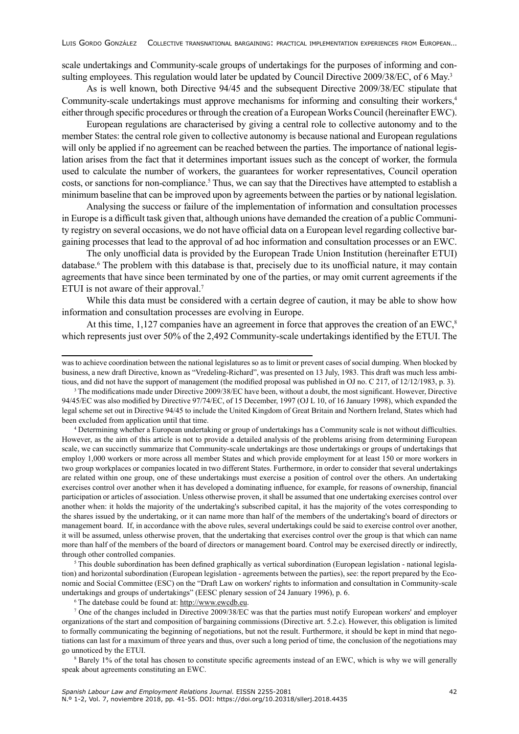scale undertakings and Community-scale groups of undertakings for the purposes of informing and consulting employees. This regulation would later be updated by Council Directive 2009/38/EC, of 6 May.[3]

As is well known, both Directive 94/45 and the subsequent Directive 2009/38/EC stipulate that Community-scale undertakings must approve mechanisms for informing and consulting their workers,[4] either through specific procedures or through the creation of a European Works Council (hereinafter EWC).

European regulations are characterised by giving a central role to collective autonomy and to the member States: the central role given to collective autonomy is because national and European regulations will only be applied if no agreement can be reached between the parties. The importance of national legislation arises from the fact that it determines important issues such as the concept of worker, the formula used to calculate the number of workers, the guarantees for worker representatives, Council operation costs, or sanctions for non-compliance.[5] Thus, we can say that the Directives have attempted to establish a minimum baseline that can be improved upon by agreements between the parties or by national legislation.

Analysing the success or failure of the implementation of information and consultation processes in Europe is a difficult task given that, although unions have demanded the creation of a public Community registry on several occasions, we do not have official data on a European level regarding collective bargaining processes that lead to the approval of ad hoc information and consultation processes or an EWC.

The only unofficial data is provided by the European Trade Union Institution (hereinafter ETUI) database.[6] The problem with this database is that, precisely due to its unofficial nature, it may contain agreements that have since been terminated by one of the parties, or may omit current agreements if the ETUI is not aware of their approval.[7]

While this data must be considered with a certain degree of caution, it may be able to show how information and consultation processes are evolving in Europe.

At this time, 1,127 companies have an agreement in force that approves the creation of an EWC,[8] which represents just over 50% of the 2,492 Community-scale undertakings identified by the ETUI. The

---

was to achieve coordination between the national legislatures so as to limit or prevent cases of social dumping. When blocked by business, a new draft Directive, known as "Vredeling-Richard", was presented on 13 July, 1983. This draft was much less ambitious, and did not have the support of management (the modified proposal was published in OJ no. C 217, of 12/12/1983, p. 3).

[3] The modifications made under Directive 2009/38/EC have been, without a doubt, the most significant. However, Directive 94/45/EC was also modified by Directive 97/74/EC, of 15 December, 1997 (OJ L 10, of 16 January 1998), which expanded the legal scheme set out in Directive 94/45 to include the United Kingdom of Great Britain and Northern Ireland, States which had been excluded from application until that time.

[4] Determining whether a European undertaking or group of undertakings has a Community scale is not without difficulties. However, as the aim of this article is not to provide a detailed analysis of the problems arising from determining European scale, we can succinctly summarize that Community-scale undertakings are those undertakings or groups of undertakings that employ 1,000 workers or more across all member States and which provide employment for at least 150 or more workers in two group workplaces or companies located in two different States. Furthermore, in order to consider that several undertakings are related within one group, one of these undertakings must exercise a position of control over the others. An undertaking exercises control over another when it has developed a dominating influence, for example, for reasons of ownership, financial participation or articles of association. Unless otherwise proven, it shall be assumed that one undertaking exercises control over another when: it holds the majority of the undertaking's subscribed capital, it has the majority of the votes corresponding to the shares issued by the undertaking, or it can name more than half of the members of the undertaking's board of directors or management board. If, in accordance with the above rules, several undertakings could be said to exercise control over another, it will be assumed, unless otherwise proven, that the undertaking that exercises control over the group is that which can name more than half of the members of the board of directors or management board. Control may be exercised directly or indirectly, through other controlled companies.

[5] This double subordination has been defined graphically as vertical subordination (European legislation - national legislation) and horizontal subordination (European legislation - agreements between the parties), see: the report prepared by the Economic and Social Committee (ESC) on the "Draft Law on workers' rights to information and consultation in Community-scale undertakings and groups of undertakings" (EESC plenary session of 24 January 1996), p. 6.

[6] The datebase could be found at: http://www.ewcdb.eu.

[7] One of the changes included in Directive 2009/38/EC was that the parties must notify European workers' and employer organizations of the start and composition of bargaining commissions (Directive art. 5.2.c). However, this obligation is limited to formally communicating the beginning of negotiations, but not the result. Furthermore, it should be kept in mind that negotiations can last for a maximum of three years and thus, over such a long period of time, the conclusion of the negotiations may go unnoticed by the ETUI.

[8] Barely 1% of the total has chosen to constitute specific agreements instead of an EWC, which is why we will generally speak about agreements constituting an EWC.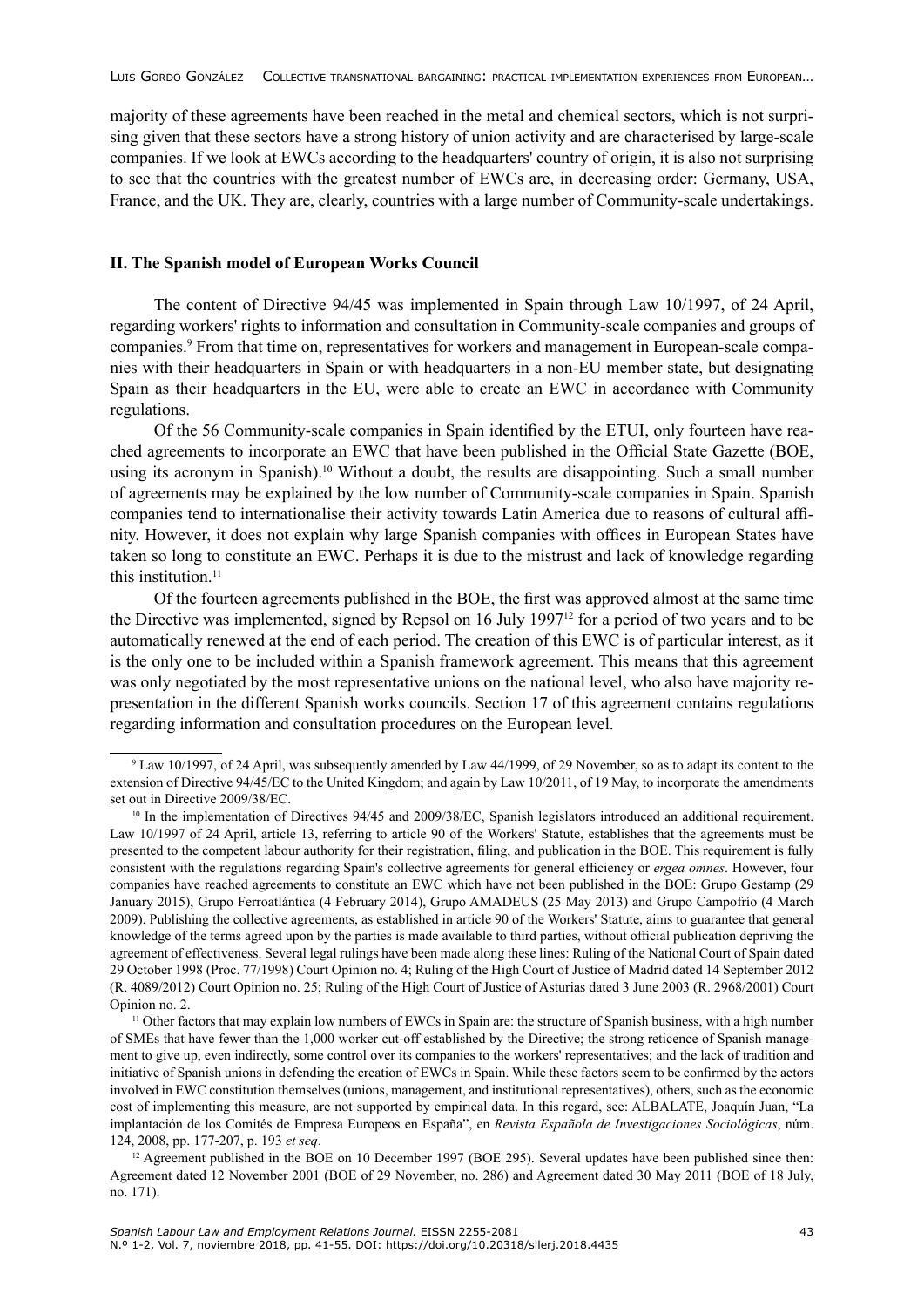majority of these agreements have been reached in the metal and chemical sectors, which is not surprising given that these sectors have a strong history of union activity and are characterised by large-scale companies. If we look at EWCs according to the headquarters' country of origin, it is also not surprising to see that the countries with the greatest number of EWCs are, in decreasing order: Germany, USA, France, and the UK. They are, clearly, countries with a large number of Community-scale undertakings.

## II. The Spanish model of European Works Council

The content of Directive 94/45 was implemented in Spain through Law 10/1997, of 24 April, regarding workers' rights to information and consultation in Community-scale companies and groups of companies.[9] From that time on, representatives for workers and management in European-scale companies with their headquarters in Spain or with headquarters in a non-EU member state, but designating Spain as their headquarters in the EU, were able to create an EWC in accordance with Community regulations.

Of the 56 Community-scale companies in Spain identified by the ETUI, only fourteen have reached agreements to incorporate an EWC that have been published in the Official State Gazette (BOE, using its acronym in Spanish).[10] Without a doubt, the results are disappointing. Such a small number of agreements may be explained by the low number of Community-scale companies in Spain. Spanish companies tend to internationalise their activity towards Latin America due to reasons of cultural affinity. However, it does not explain why large Spanish companies with offices in European States have taken so long to constitute an EWC. Perhaps it is due to the mistrust and lack of knowledge regarding this institution.[11]

Of the fourteen agreements published in the BOE, the first was approved almost at the same time the Directive was implemented, signed by Repsol on 16 July 1997[12] for a period of two years and to be automatically renewed at the end of each period. The creation of this EWC is of particular interest, as it is the only one to be included within a Spanish framework agreement. This means that this agreement was only negotiated by the most representative unions on the national level, who also have majority representation in the different Spanish works councils. Section 17 of this agreement contains regulations regarding information and consultation procedures on the European level.

---

[9] Law 10/1997, of 24 April, was subsequently amended by Law 44/1999, of 29 November, so as to adapt its content to the extension of Directive 94/45/EC to the United Kingdom; and again by Law 10/2011, of 19 May, to incorporate the amendments set out in Directive 2009/38/EC.

[10] In the implementation of Directives 94/45 and 2009/38/EC, Spanish legislators introduced an additional requirement. Law 10/1997 of 24 April, article 13, referring to article 90 of the Workers' Statute, establishes that the agreements must be presented to the competent labour authority for their registration, filing, and publication in the BOE. This requirement is fully consistent with the regulations regarding Spain's collective agreements for general efficiency or *ergea omnes*. However, four companies have reached agreements to constitute an EWC which have not been published in the BOE: Grupo Gestamp (29 January 2015), Grupo Ferroatlántica (4 February 2014), Grupo AMADEUS (25 May 2013) and Grupo Campofrío (4 March 2009). Publishing the collective agreements, as established in article 90 of the Workers' Statute, aims to guarantee that general knowledge of the terms agreed upon by the parties is made available to third parties, without official publication depriving the agreement of effectiveness. Several legal rulings have been made along these lines: Ruling of the National Court of Spain dated 29 October 1998 (Proc. 77/1998) Court Opinion no. 4; Ruling of the High Court of Justice of Madrid dated 14 September 2012 (R. 4089/2012) Court Opinion no. 25; Ruling of the High Court of Justice of Asturias dated 3 June 2003 (R. 2968/2001) Court Opinion no. 2.

[11] Other factors that may explain low numbers of EWCs in Spain are: the structure of Spanish business, with a high number of SMEs that have fewer than the 1,000 worker cut-off established by the Directive; the strong reticence of Spanish management to give up, even indirectly, some control over its companies to the workers' representatives; and the lack of tradition and initiative of Spanish unions in defending the creation of EWCs in Spain. While these factors seem to be confirmed by the actors involved in EWC constitution themselves (unions, management, and institutional representatives), others, such as the economic cost of implementing this measure, are not supported by empirical data. In this regard, see: ALBALATE, Joaquín Juan, "La implantación de los Comités de Empresa Europeos en España", en *Revista Española de Investigaciones Sociológicas*, núm. 124, 2008, pp. 177-207, p. 193 *et seq*.

[12] Agreement published in the BOE on 10 December 1997 (BOE 295). Several updates have been published since then: Agreement dated 12 November 2001 (BOE of 29 November, no. 286) and Agreement dated 30 May 2011 (BOE of 18 July, no. 171).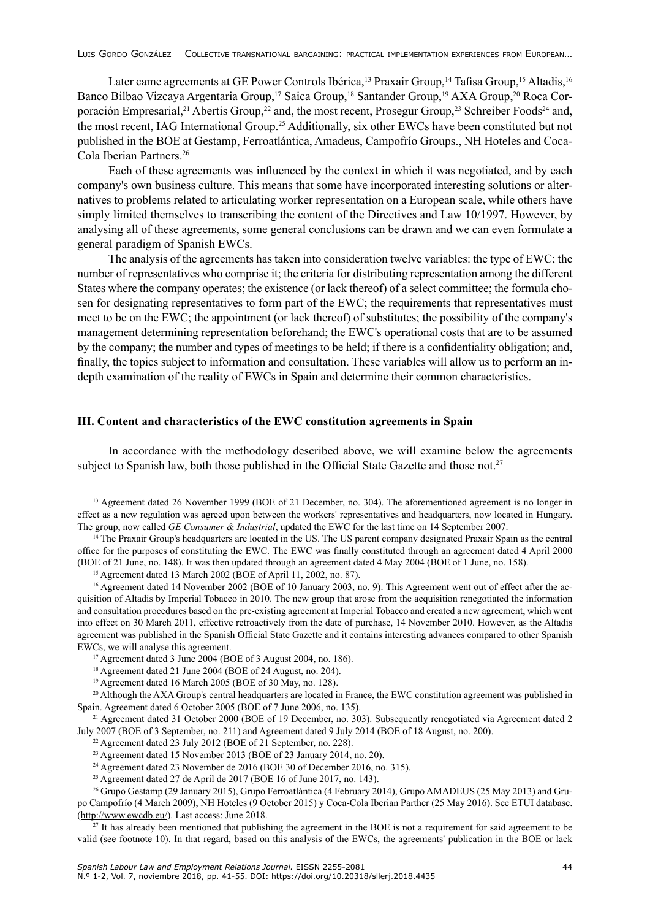Later came agreements at GE Power Controls Ibérica,[13] Praxair Group,[14] Tafisa Group,[15] Altadis,[16] Banco Bilbao Vizcaya Argentaria Group,[17] Saica Group,[18] Santander Group,[19] AXA Group,[20] Roca Corporación Empresarial,[21] Abertis Group,[22] and, the most recent, Prosegur Group,[23] Schreiber Foods[24] and, the most recent, IAG International Group.[25] Additionally, six other EWCs have been constituted but not published in the BOE at Gestamp, Ferroatlántica, Amadeus, Campofrío Groups., NH Hoteles and Coca-Cola Iberian Partners.[26]

Each of these agreements was influenced by the context in which it was negotiated, and by each company's own business culture. This means that some have incorporated interesting solutions or alternatives to problems related to articulating worker representation on a European scale, while others have simply limited themselves to transcribing the content of the Directives and Law 10/1997. However, by analysing all of these agreements, some general conclusions can be drawn and we can even formulate a general paradigm of Spanish EWCs.

The analysis of the agreements has taken into consideration twelve variables: the type of EWC; the number of representatives who comprise it; the criteria for distributing representation among the different States where the company operates; the existence (or lack thereof) of a select committee; the formula chosen for designating representatives to form part of the EWC; the requirements that representatives must meet to be on the EWC; the appointment (or lack thereof) of substitutes; the possibility of the company's management determining representation beforehand; the EWC's operational costs that are to be assumed by the company; the number and types of meetings to be held; if there is a confidentiality obligation; and, finally, the topics subject to information and consultation. These variables will allow us to perform an in-depth examination of the reality of EWCs in Spain and determine their common characteristics.

## III. Content and characteristics of the EWC constitution agreements in Spain

In accordance with the methodology described above, we will examine below the agreements subject to Spanish law, both those published in the Official State Gazette and those not.[27]

---

[13] Agreement dated 26 November 1999 (BOE of 21 December, no. 304). The aforementioned agreement is no longer in effect as a new regulation was agreed upon between the workers' representatives and headquarters, now located in Hungary. The group, now called *GE Consumer & Industrial*, updated the EWC for the last time on 14 September 2007.

[14] The Praxair Group's headquarters are located in the US. The US parent company designated Praxair Spain as the central office for the purposes of constituting the EWC. The EWC was finally constituted through an agreement dated 4 April 2000 (BOE of 21 June, no. 148). It was then updated through an agreement dated 4 May 2004 (BOE of 1 June, no. 158).

[15] Agreement dated 13 March 2002 (BOE of April 11, 2002, no. 87).

[16] Agreement dated 14 November 2002 (BOE of 10 January 2003, no. 9). This Agreement went out of effect after the acquisition of Altadis by Imperial Tobacco in 2010. The new group that arose from the acquisition renegotiated the information and consultation procedures based on the pre-existing agreement at Imperial Tobacco and created a new agreement, which went into effect on 30 March 2011, effective retroactively from the date of purchase, 14 November 2010. However, as the Altadis agreement was published in the Spanish Official State Gazette and it contains interesting advances compared to other Spanish EWCs, we will analyse this agreement.

[17] Agreement dated 3 June 2004 (BOE of 3 August 2004, no. 186).

[18] Agreement dated 21 June 2004 (BOE of 24 August, no. 204).

[19] Agreement dated 16 March 2005 (BOE of 30 May, no. 128).

[20] Although the AXA Group's central headquarters are located in France, the EWC constitution agreement was published in Spain. Agreement dated 6 October 2005 (BOE of 7 June 2006, no. 135).

[21] Agreement dated 31 October 2000 (BOE of 19 December, no. 303). Subsequently renegotiated via Agreement dated 2 July 2007 (BOE of 3 September, no. 211) and Agreement dated 9 July 2014 (BOE of 18 August, no. 200).

[22] Agreement dated 23 July 2012 (BOE of 21 September, no. 228).

[23] Agreement dated 15 November 2013 (BOE of 23 January 2014, no. 20).

[24] Agreement dated 23 November de 2016 (BOE 30 of December 2016, no. 315).

[25] Agreement dated 27 de April de 2017 (BOE 16 of June 2017, no. 143).

[26] Grupo Gestamp (29 January 2015), Grupo Ferroatlántica (4 February 2014), Grupo AMADEUS (25 May 2013) and Grupo Campofrío (4 March 2009), NH Hoteles (9 October 2015) y Coca-Cola Iberian Parther (25 May 2016). See ETUI database. (http://www.ewcdb.eu/). Last access: June 2018.

[27] It has already been mentioned that publishing the agreement in the BOE is not a requirement for said agreement to be valid (see footnote 10). In that regard, based on this analysis of the EWCs, the agreements' publication in the BOE or lack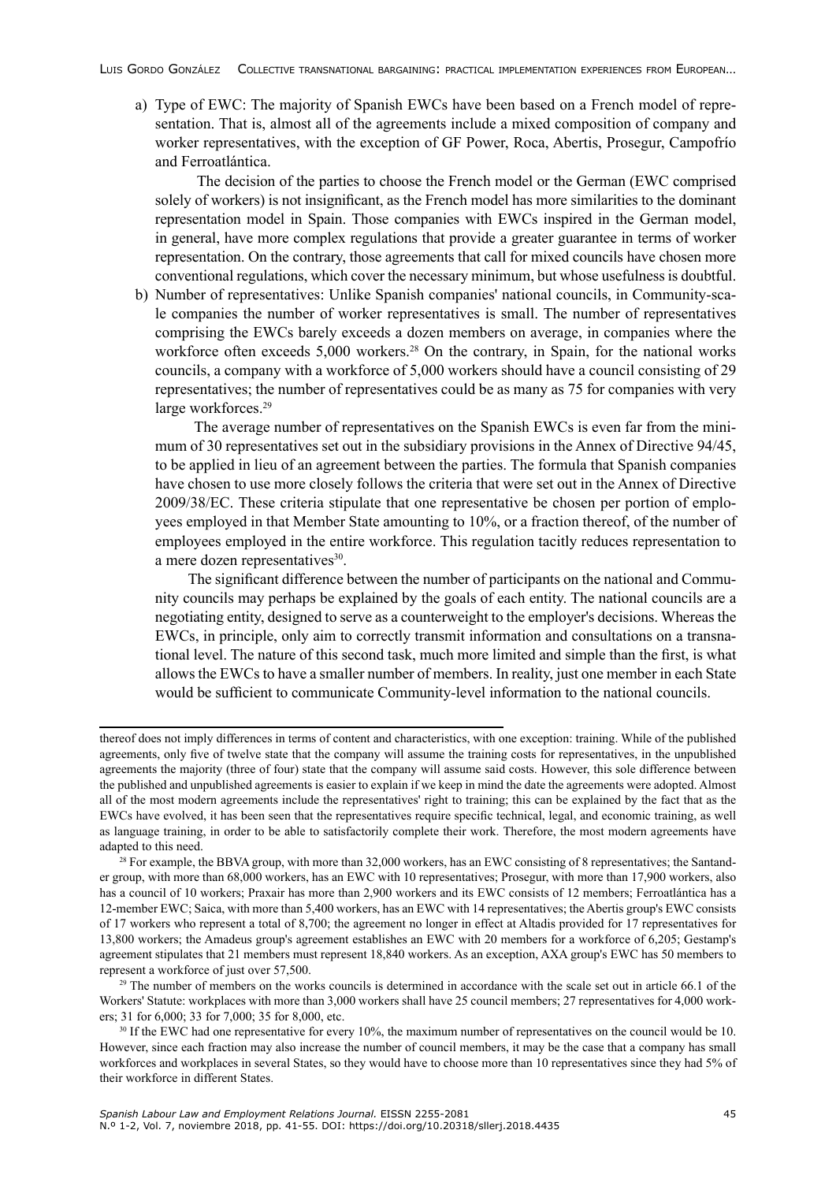a) Type of EWC: The majority of Spanish EWCs have been based on a French model of representation. That is, almost all of the agreements include a mixed composition of company and worker representatives, with the exception of GF Power, Roca, Abertis, Prosegur, Campofrío and Ferroatlántica.

   The decision of the parties to choose the French model or the German (EWC comprised solely of workers) is not insignificant, as the French model has more similarities to the dominant representation model in Spain. Those companies with EWCs inspired in the German model, in general, have more complex regulations that provide a greater guarantee in terms of worker representation. On the contrary, those agreements that call for mixed councils have chosen more conventional regulations, which cover the necessary minimum, but whose usefulness is doubtful.

b) Number of representatives: Unlike Spanish companies' national councils, in Community-scale companies the number of worker representatives is small. The number of representatives comprising the EWCs barely exceeds a dozen members on average, in companies where the workforce often exceeds 5,000 workers.[28] On the contrary, in Spain, for the national works councils, a company with a workforce of 5,000 workers should have a council consisting of 29 representatives; the number of representatives could be as many as 75 for companies with very large workforces.[29]

   The average number of representatives on the Spanish EWCs is even far from the minimum of 30 representatives set out in the subsidiary provisions in the Annex of Directive 94/45, to be applied in lieu of an agreement between the parties. The formula that Spanish companies have chosen to use more closely follows the criteria that were set out in the Annex of Directive 2009/38/EC. These criteria stipulate that one representative be chosen per portion of employees employed in that Member State amounting to 10%, or a fraction thereof, of the number of employees employed in the entire workforce. This regulation tacitly reduces representation to a mere dozen representatives[30].

   The significant difference between the number of participants on the national and Community councils may perhaps be explained by the goals of each entity. The national councils are a negotiating entity, designed to serve as a counterweight to the employer's decisions. Whereas the EWCs, in principle, only aim to correctly transmit information and consultations on a transnational level. The nature of this second task, much more limited and simple than the first, is what allows the EWCs to have a smaller number of members. In reality, just one member in each State would be sufficient to communicate Community-level information to the national councils.

---

thereof does not imply differences in terms of content and characteristics, with one exception: training. While of the published agreements, only five of twelve state that the company will assume the training costs for representatives, in the unpublished agreements the majority (three of four) state that the company will assume said costs. However, this sole difference between the published and unpublished agreements is easier to explain if we keep in mind the date the agreements were adopted. Almost all of the most modern agreements include the representatives' right to training; this can be explained by the fact that as the EWCs have evolved, it has been seen that the representatives require specific technical, legal, and economic training, as well as language training, in order to be able to satisfactorily complete their work. Therefore, the most modern agreements have adapted to this need.

[28] For example, the BBVA group, with more than 32,000 workers, has an EWC consisting of 8 representatives; the Santander group, with more than 68,000 workers, has an EWC with 10 representatives; Prosegur, with more than 17,900 workers, also has a council of 10 workers; Praxair has more than 2,900 workers and its EWC consists of 12 members; Ferroatlántica has a 12-member EWC; Saica, with more than 5,400 workers, has an EWC with 14 representatives; the Abertis group's EWC consists of 17 workers who represent a total of 8,700; the agreement no longer in effect at Altadis provided for 17 representatives for 13,800 workers; the Amadeus group's agreement establishes an EWC with 20 members for a workforce of 6,205; Gestamp's agreement stipulates that 21 members must represent 18,840 workers. As an exception, AXA group's EWC has 50 members to represent a workforce of just over 57,500.

[29] The number of members on the works councils is determined in accordance with the scale set out in article 66.1 of the Workers' Statute: workplaces with more than 3,000 workers shall have 25 council members; 27 representatives for 4,000 workers; 31 for 6,000; 33 for 7,000; 35 for 8,000, etc.

[30] If the EWC had one representative for every 10%, the maximum number of representatives on the council would be 10. However, since each fraction may also increase the number of council members, it may be the case that a company has small workforces and workplaces in several States, so they would have to choose more than 10 representatives since they had 5% of their workforce in different States.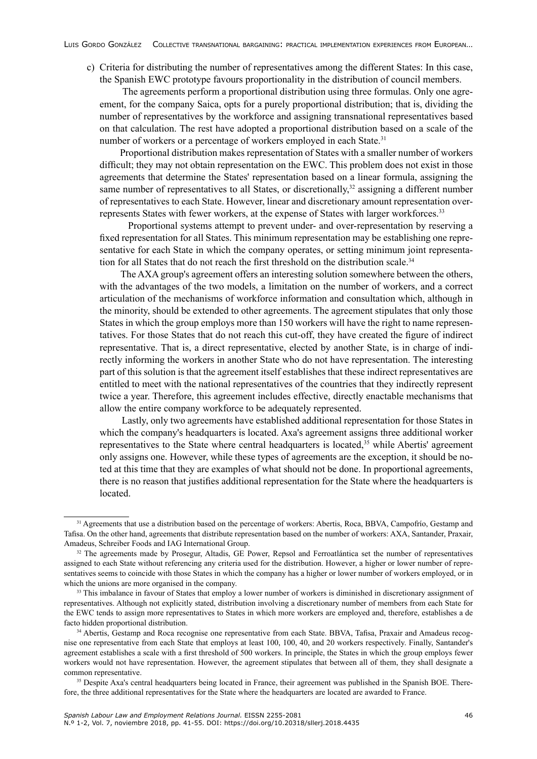c) Criteria for distributing the number of representatives among the different States: In this case, the Spanish EWC prototype favours proportionality in the distribution of council members.

The agreements perform a proportional distribution using three formulas. Only one agreement, for the company Saica, opts for a purely proportional distribution; that is, dividing the number of representatives by the workforce and assigning transnational representatives based on that calculation. The rest have adopted a proportional distribution based on a scale of the number of workers or a percentage of workers employed in each State.[31]

Proportional distribution makes representation of States with a smaller number of workers difficult; they may not obtain representation on the EWC. This problem does not exist in those agreements that determine the States' representation based on a linear formula, assigning the same number of representatives to all States, or discretionally,[32] assigning a different number of representatives to each State. However, linear and discretionary amount representation over-represents States with fewer workers, at the expense of States with larger workforces.[33]

Proportional systems attempt to prevent under- and over-representation by reserving a fixed representation for all States. This minimum representation may be establishing one representative for each State in which the company operates, or setting minimum joint representation for all States that do not reach the first threshold on the distribution scale.[34]

The AXA group's agreement offers an interesting solution somewhere between the others, with the advantages of the two models, a limitation on the number of workers, and a correct articulation of the mechanisms of workforce information and consultation which, although in the minority, should be extended to other agreements. The agreement stipulates that only those States in which the group employs more than 150 workers will have the right to name representatives. For those States that do not reach this cut-off, they have created the figure of indirect representative. That is, a direct representative, elected by another State, is in charge of indirectly informing the workers in another State who do not have representation. The interesting part of this solution is that the agreement itself establishes that these indirect representatives are entitled to meet with the national representatives of the countries that they indirectly represent twice a year. Therefore, this agreement includes effective, directly enactable mechanisms that allow the entire company workforce to be adequately represented.

Lastly, only two agreements have established additional representation for those States in which the company's headquarters is located. Axa's agreement assigns three additional worker representatives to the State where central headquarters is located,[35] while Abertis' agreement only assigns one. However, while these types of agreements are the exception, it should be noted at this time that they are examples of what should not be done. In proportional agreements, there is no reason that justifies additional representation for the State where the headquarters is located.

---

[31] Agreements that use a distribution based on the percentage of workers: Abertis, Roca, BBVA, Campofrío, Gestamp and Tafisa. On the other hand, agreements that distribute representation based on the number of workers: AXA, Santander, Praxair, Amadeus, Schreiber Foods and IAG International Group.

[32] The agreements made by Prosegur, Altadis, GE Power, Repsol and Ferroatlántica set the number of representatives assigned to each State without referencing any criteria used for the distribution. However, a higher or lower number of representatives seems to coincide with those States in which the company has a higher or lower number of workers employed, or in which the unions are more organised in the company.

[33] This imbalance in favour of States that employ a lower number of workers is diminished in discretionary assignment of representatives. Although not explicitly stated, distribution involving a discretionary number of members from each State for the EWC tends to assign more representatives to States in which more workers are employed and, therefore, establishes a de facto hidden proportional distribution.

[34] Abertis, Gestamp and Roca recognise one representative from each State. BBVA, Tafisa, Praxair and Amadeus recognise one representative from each State that employs at least 100, 100, 40, and 20 workers respectively. Finally, Santander's agreement establishes a scale with a first threshold of 500 workers. In principle, the States in which the group employs fewer workers would not have representation. However, the agreement stipulates that between all of them, they shall designate a common representative.

[35] Despite Axa's central headquarters being located in France, their agreement was published in the Spanish BOE. Therefore, the three additional representatives for the State where the headquarters are located are awarded to France.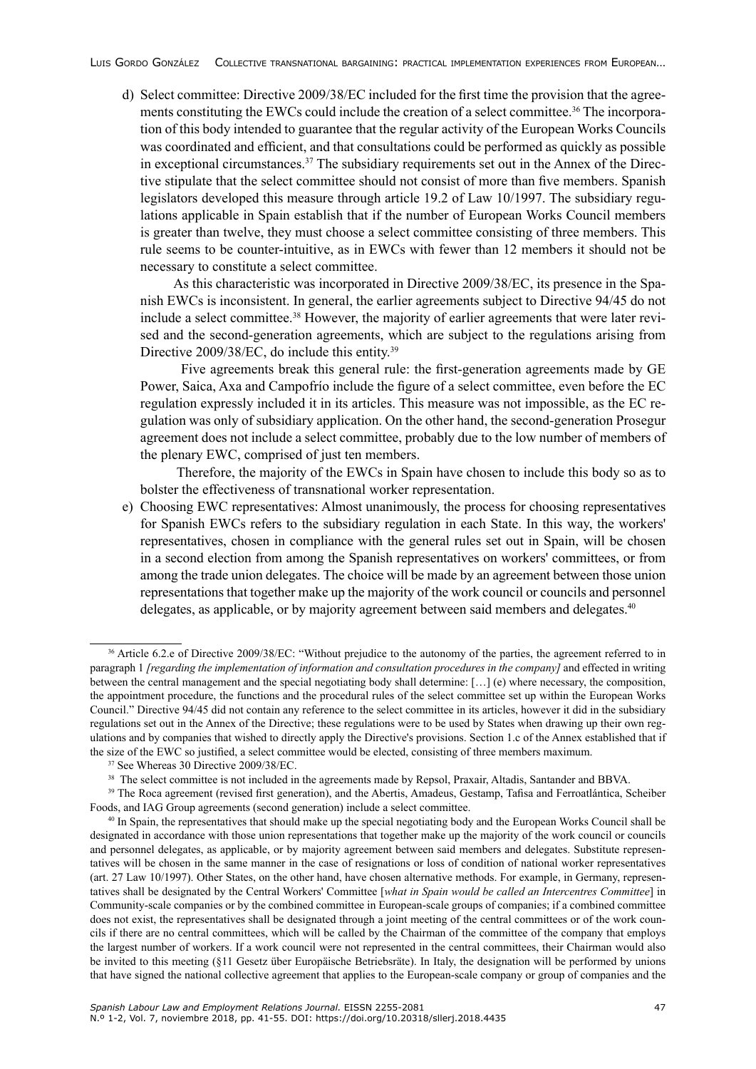d) Select committee: Directive 2009/38/EC included for the first time the provision that the agreements constituting the EWCs could include the creation of a select committee.[36] The incorporation of this body intended to guarantee that the regular activity of the European Works Councils was coordinated and efficient, and that consultations could be performed as quickly as possible in exceptional circumstances.[37] The subsidiary requirements set out in the Annex of the Directive stipulate that the select committee should not consist of more than five members. Spanish legislators developed this measure through article 19.2 of Law 10/1997. The subsidiary regulations applicable in Spain establish that if the number of European Works Council members is greater than twelve, they must choose a select committee consisting of three members. This rule seems to be counter-intuitive, as in EWCs with fewer than 12 members it should not be necessary to constitute a select committee.

   As this characteristic was incorporated in Directive 2009/38/EC, its presence in the Spanish EWCs is inconsistent. In general, the earlier agreements subject to Directive 94/45 do not include a select committee.[38] However, the majority of earlier agreements that were later revised and the second-generation agreements, which are subject to the regulations arising from Directive 2009/38/EC, do include this entity.[39]

   Five agreements break this general rule: the first-generation agreements made by GE Power, Saica, Axa and Campofrío include the figure of a select committee, even before the EC regulation expressly included it in its articles. This measure was not impossible, as the EC regulation was only of subsidiary application. On the other hand, the second-generation Prosegur agreement does not include a select committee, probably due to the low number of members of the plenary EWC, comprised of just ten members.

   Therefore, the majority of the EWCs in Spain have chosen to include this body so as to bolster the effectiveness of transnational worker representation.

e) Choosing EWC representatives: Almost unanimously, the process for choosing representatives for Spanish EWCs refers to the subsidiary regulation in each State. In this way, the workers' representatives, chosen in compliance with the general rules set out in Spain, will be chosen in a second election from among the Spanish representatives on workers' committees, or from among the trade union delegates. The choice will be made by an agreement between those union representations that together make up the majority of the work council or councils and personnel delegates, as applicable, or by majority agreement between said members and delegates.[40]

---

[36] Article 6.2.e of Directive 2009/38/EC: "Without prejudice to the autonomy of the parties, the agreement referred to in paragraph 1 *[regarding the implementation of information and consultation procedures in the company]* and effected in writing between the central management and the special negotiating body shall determine: […] (e) where necessary, the composition, the appointment procedure, the functions and the procedural rules of the select committee set up within the European Works Council." Directive 94/45 did not contain any reference to the select committee in its articles, however it did in the subsidiary regulations set out in the Annex of the Directive; these regulations were to be used by States when drawing up their own regulations and by companies that wished to directly apply the Directive's provisions. Section 1.c of the Annex established that if the size of the EWC so justified, a select committee would be elected, consisting of three members maximum.

[37] See Whereas 30 Directive 2009/38/EC.

[38] The select committee is not included in the agreements made by Repsol, Praxair, Altadis, Santander and BBVA.

[39] The Roca agreement (revised first generation), and the Abertis, Amadeus, Gestamp, Tafisa and Ferroatlántica, Scheiber Foods, and IAG Group agreements (second generation) include a select committee.

[40] In Spain, the representatives that should make up the special negotiating body and the European Works Council shall be designated in accordance with those union representations that together make up the majority of the work council or councils and personnel delegates, as applicable, or by majority agreement between said members and delegates. Substitute representatives will be chosen in the same manner in the case of resignations or loss of condition of national worker representatives (art. 27 Law 10/1997). Other States, on the other hand, have chosen alternative methods. For example, in Germany, representatives shall be designated by the Central Workers' Committee [*what in Spain would be called an Intercentres Committee*] in Community-scale companies or by the combined committee in European-scale groups of companies; if a combined committee does not exist, the representatives shall be designated through a joint meeting of the central committees or of the work councils if there are no central committees, which will be called by the Chairman of the committee of the company that employs the largest number of workers. If a work council were not represented in the central committees, their Chairman would also be invited to this meeting (§11 Gesetz über Europäische Betriebsräte). In Italy, the designation will be performed by unions that have signed the national collective agreement that applies to the European-scale company or group of companies and the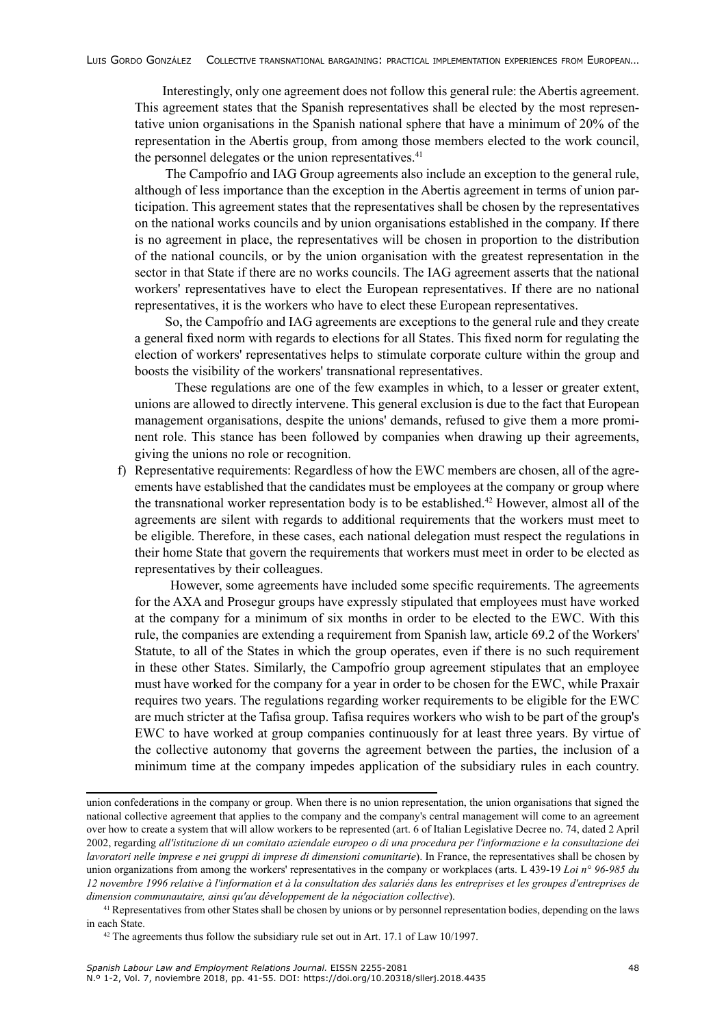Interestingly, only one agreement does not follow this general rule: the Abertis agreement. This agreement states that the Spanish representatives shall be elected by the most representative union organisations in the Spanish national sphere that have a minimum of 20% of the representation in the Abertis group, from among those members elected to the work council, the personnel delegates or the union representatives.[41]

The Campofrío and IAG Group agreements also include an exception to the general rule, although of less importance than the exception in the Abertis agreement in terms of union participation. This agreement states that the representatives shall be chosen by the representatives on the national works councils and by union organisations established in the company. If there is no agreement in place, the representatives will be chosen in proportion to the distribution of the national councils, or by the union organisation with the greatest representation in the sector in that State if there are no works councils. The IAG agreement asserts that the national workers' representatives have to elect the European representatives. If there are no national representatives, it is the workers who have to elect these European representatives.

So, the Campofrío and IAG agreements are exceptions to the general rule and they create a general fixed norm with regards to elections for all States. This fixed norm for regulating the election of workers' representatives helps to stimulate corporate culture within the group and boosts the visibility of the workers' transnational representatives.

These regulations are one of the few examples in which, to a lesser or greater extent, unions are allowed to directly intervene. This general exclusion is due to the fact that European management organisations, despite the unions' demands, refused to give them a more prominent role. This stance has been followed by companies when drawing up their agreements, giving the unions no role or recognition.

f) Representative requirements: Regardless of how the EWC members are chosen, all of the agreements have established that the candidates must be employees at the company or group where the transnational worker representation body is to be established.[42] However, almost all of the agreements are silent with regards to additional requirements that the workers must meet to be eligible. Therefore, in these cases, each national delegation must respect the regulations in their home State that govern the requirements that workers must meet in order to be elected as representatives by their colleagues.

However, some agreements have included some specific requirements. The agreements for the AXA and Prosegur groups have expressly stipulated that employees must have worked at the company for a minimum of six months in order to be elected to the EWC. With this rule, the companies are extending a requirement from Spanish law, article 69.2 of the Workers' Statute, to all of the States in which the group operates, even if there is no such requirement in these other States. Similarly, the Campofrío group agreement stipulates that an employee must have worked for the company for a year in order to be chosen for the EWC, while Praxair requires two years. The regulations regarding worker requirements to be eligible for the EWC are much stricter at the Tafisa group. Tafisa requires workers who wish to be part of the group's EWC to have worked at group companies continuously for at least three years. By virtue of the collective autonomy that governs the agreement between the parties, the inclusion of a minimum time at the company impedes application of the subsidiary rules in each country.

---

union confederations in the company or group. When there is no union representation, the union organisations that signed the national collective agreement that applies to the company and the company's central management will come to an agreement over how to create a system that will allow workers to be represented (art. 6 of Italian Legislative Decree no. 74, dated 2 April 2002, regarding *all'istituzione di un comitato aziendale europeo o di una procedura per l'informazione e la consultazione dei lavoratori nelle imprese e nei gruppi di imprese di dimensioni comunitarie*). In France, the representatives shall be chosen by union organizations from among the workers' representatives in the company or workplaces (arts. L 439-19 *Loi n° 96-985 du 12 novembre 1996 relative à l'information et à la consultation des salariés dans les entreprises et les groupes d'entreprises de dimension communautaire, ainsi qu'au développement de la négociation collective*).

[41] Representatives from other States shall be chosen by unions or by personnel representation bodies, depending on the laws in each State.

[42] The agreements thus follow the subsidiary rule set out in Art. 17.1 of Law 10/1997.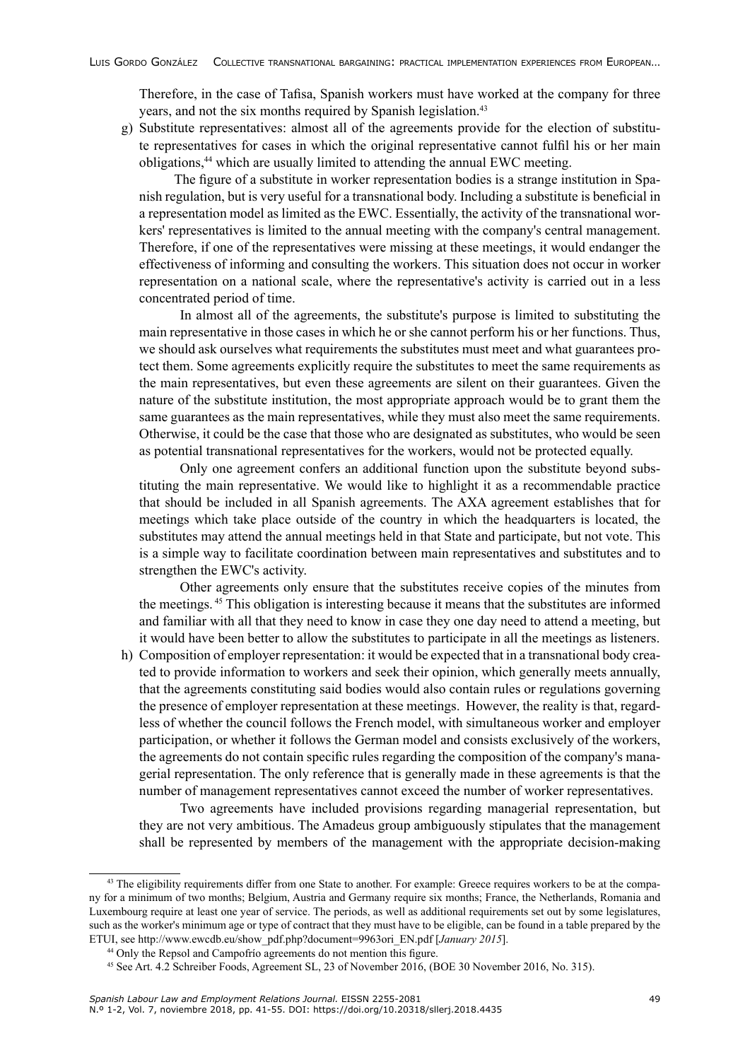Therefore, in the case of Tafisa, Spanish workers must have worked at the company for three years, and not the six months required by Spanish legislation.[43]

g) Substitute representatives: almost all of the agreements provide for the election of substitute representatives for cases in which the original representative cannot fulfil his or her main obligations,[44] which are usually limited to attending the annual EWC meeting.

   The figure of a substitute in worker representation bodies is a strange institution in Spanish regulation, but is very useful for a transnational body. Including a substitute is beneficial in a representation model as limited as the EWC. Essentially, the activity of the transnational workers' representatives is limited to the annual meeting with the company's central management. Therefore, if one of the representatives were missing at these meetings, it would endanger the effectiveness of informing and consulting the workers. This situation does not occur in worker representation on a national scale, where the representative's activity is carried out in a less concentrated period of time.

   In almost all of the agreements, the substitute's purpose is limited to substituting the main representative in those cases in which he or she cannot perform his or her functions. Thus, we should ask ourselves what requirements the substitutes must meet and what guarantees protect them. Some agreements explicitly require the substitutes to meet the same requirements as the main representatives, but even these agreements are silent on their guarantees. Given the nature of the substitute institution, the most appropriate approach would be to grant them the same guarantees as the main representatives, while they must also meet the same requirements. Otherwise, it could be the case that those who are designated as substitutes, who would be seen as potential transnational representatives for the workers, would not be protected equally.

   Only one agreement confers an additional function upon the substitute beyond substituting the main representative. We would like to highlight it as a recommendable practice that should be included in all Spanish agreements. The AXA agreement establishes that for meetings which take place outside of the country in which the headquarters is located, the substitutes may attend the annual meetings held in that State and participate, but not vote. This is a simple way to facilitate coordination between main representatives and substitutes and to strengthen the EWC's activity.

   Other agreements only ensure that the substitutes receive copies of the minutes from the meetings.[45] This obligation is interesting because it means that the substitutes are informed and familiar with all that they need to know in case they one day need to attend a meeting, but it would have been better to allow the substitutes to participate in all the meetings as listeners.

h) Composition of employer representation: it would be expected that in a transnational body created to provide information to workers and seek their opinion, which generally meets annually, that the agreements constituting said bodies would also contain rules or regulations governing the presence of employer representation at these meetings. However, the reality is that, regardless of whether the council follows the French model, with simultaneous worker and employer participation, or whether it follows the German model and consists exclusively of the workers, the agreements do not contain specific rules regarding the composition of the company's managerial representation. The only reference that is generally made in these agreements is that the number of management representatives cannot exceed the number of worker representatives.

   Two agreements have included provisions regarding managerial representation, but they are not very ambitious. The Amadeus group ambiguously stipulates that the management shall be represented by members of the management with the appropriate decision-making

---

[43] The eligibility requirements differ from one State to another. For example: Greece requires workers to be at the company for a minimum of two months; Belgium, Austria and Germany require six months; France, the Netherlands, Romania and Luxembourg require at least one year of service. The periods, as well as additional requirements set out by some legislatures, such as the worker's minimum age or type of contract that they must have to be eligible, can be found in a table prepared by the ETUI, see http://www.ewcdb.eu/show_pdf.php?document=9963ori_EN.pdf [*January 2015*].

[44] Only the Repsol and Campofrío agreements do not mention this figure.

[45] See Art. 4.2 Schreiber Foods, Agreement SL, 23 of November 2016, (BOE 30 November 2016, No. 315).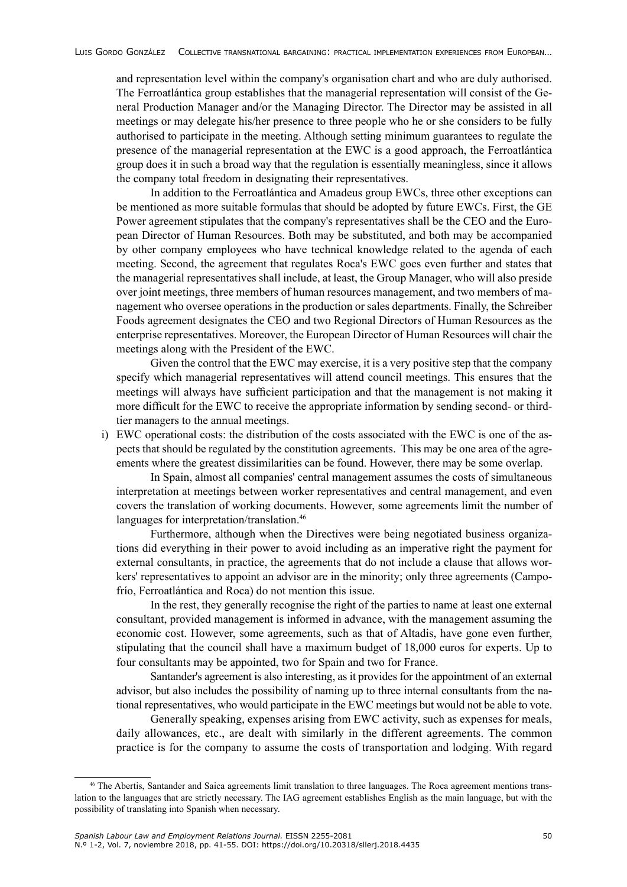and representation level within the company's organisation chart and who are duly authorised. The Ferroatlántica group establishes that the managerial representation will consist of the General Production Manager and/or the Managing Director. The Director may be assisted in all meetings or may delegate his/her presence to three people who he or she considers to be fully authorised to participate in the meeting. Although setting minimum guarantees to regulate the presence of the managerial representation at the EWC is a good approach, the Ferroatlántica group does it in such a broad way that the regulation is essentially meaningless, since it allows the company total freedom in designating their representatives.

In addition to the Ferroatlántica and Amadeus group EWCs, three other exceptions can be mentioned as more suitable formulas that should be adopted by future EWCs. First, the GE Power agreement stipulates that the company's representatives shall be the CEO and the European Director of Human Resources. Both may be substituted, and both may be accompanied by other company employees who have technical knowledge related to the agenda of each meeting. Second, the agreement that regulates Roca's EWC goes even further and states that the managerial representatives shall include, at least, the Group Manager, who will also preside over joint meetings, three members of human resources management, and two members of management who oversee operations in the production or sales departments. Finally, the Schreiber Foods agreement designates the CEO and two Regional Directors of Human Resources as the enterprise representatives. Moreover, the European Director of Human Resources will chair the meetings along with the President of the EWC.

Given the control that the EWC may exercise, it is a very positive step that the company specify which managerial representatives will attend council meetings. This ensures that the meetings will always have sufficient participation and that the management is not making it more difficult for the EWC to receive the appropriate information by sending second- or third-tier managers to the annual meetings.

i) EWC operational costs: the distribution of the costs associated with the EWC is one of the aspects that should be regulated by the constitution agreements. This may be one area of the agreements where the greatest dissimilarities can be found. However, there may be some overlap.

   In Spain, almost all companies' central management assumes the costs of simultaneous interpretation at meetings between worker representatives and central management, and even covers the translation of working documents. However, some agreements limit the number of languages for interpretation/translation.[46]

   Furthermore, although when the Directives were being negotiated business organizations did everything in their power to avoid including as an imperative right the payment for external consultants, in practice, the agreements that do not include a clause that allows workers' representatives to appoint an advisor are in the minority; only three agreements (Campofrío, Ferroatlántica and Roca) do not mention this issue.

   In the rest, they generally recognise the right of the parties to name at least one external consultant, provided management is informed in advance, with the management assuming the economic cost. However, some agreements, such as that of Altadis, have gone even further, stipulating that the council shall have a maximum budget of 18,000 euros for experts. Up to four consultants may be appointed, two for Spain and two for France.

   Santander's agreement is also interesting, as it provides for the appointment of an external advisor, but also includes the possibility of naming up to three internal consultants from the national representatives, who would participate in the EWC meetings but would not be able to vote.

   Generally speaking, expenses arising from EWC activity, such as expenses for meals, daily allowances, etc., are dealt with similarly in the different agreements. The common practice is for the company to assume the costs of transportation and lodging. With regard

[46] The Abertis, Santander and Saica agreements limit translation to three languages. The Roca agreement mentions translation to the languages that are strictly necessary. The IAG agreement establishes English as the main language, but with the possibility of translating into Spanish when necessary.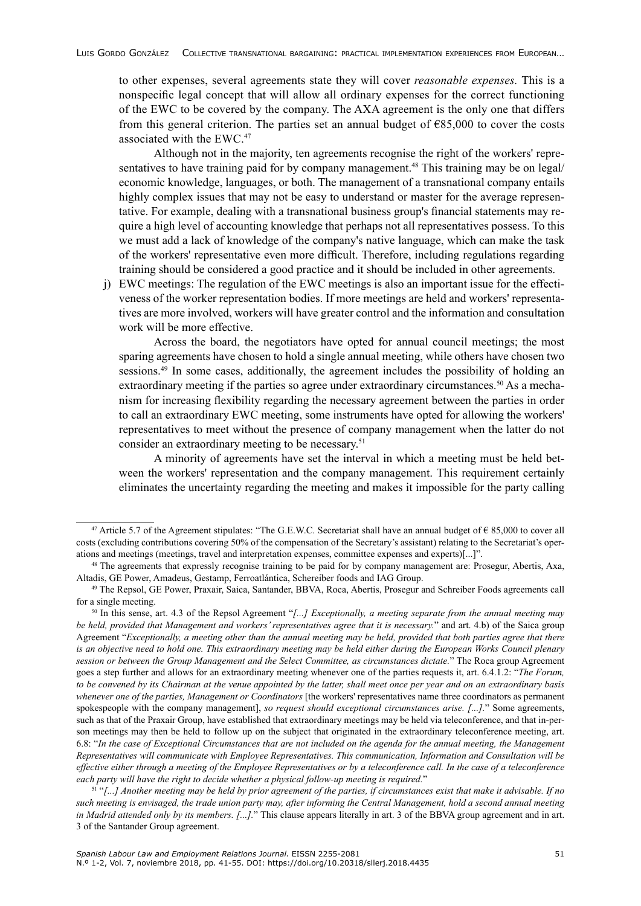to other expenses, several agreements state they will cover *reasonable expenses*. This is a nonspecific legal concept that will allow all ordinary expenses for the correct functioning of the EWC to be covered by the company. The AXA agreement is the only one that differs from this general criterion. The parties set an annual budget of €85,000 to cover the costs associated with the EWC.[47]

Although not in the majority, ten agreements recognise the right of the workers' representatives to have training paid for by company management.[48] This training may be on legal/economic knowledge, languages, or both. The management of a transnational company entails highly complex issues that may not be easy to understand or master for the average representative. For example, dealing with a transnational business group's financial statements may require a high level of accounting knowledge that perhaps not all representatives possess. To this we must add a lack of knowledge of the company's native language, which can make the task of the workers' representative even more difficult. Therefore, including regulations regarding training should be considered a good practice and it should be included in other agreements.

j) EWC meetings: The regulation of the EWC meetings is also an important issue for the effectiveness of the worker representation bodies. If more meetings are held and workers' representatives are more involved, workers will have greater control and the information and consultation work will be more effective.

Across the board, the negotiators have opted for annual council meetings; the most sparing agreements have chosen to hold a single annual meeting, while others have chosen two sessions.[49] In some cases, additionally, the agreement includes the possibility of holding an extraordinary meeting if the parties so agree under extraordinary circumstances.[50] As a mechanism for increasing flexibility regarding the necessary agreement between the parties in order to call an extraordinary EWC meeting, some instruments have opted for allowing the workers' representatives to meet without the presence of company management when the latter do not consider an extraordinary meeting to be necessary.[51]

A minority of agreements have set the interval in which a meeting must be held between the workers' representation and the company management. This requirement certainly eliminates the uncertainty regarding the meeting and makes it impossible for the party calling

---

[47] Article 5.7 of the Agreement stipulates: "The G.E.W.C. Secretariat shall have an annual budget of € 85,000 to cover all costs (excluding contributions covering 50% of the compensation of the Secretary's assistant) relating to the Secretariat's operations and meetings (meetings, travel and interpretation expenses, committee expenses and experts)[...]".

[48] The agreements that expressly recognise training to be paid for by company management are: Prosegur, Abertis, Axa, Altadis, GE Power, Amadeus, Gestamp, Ferroatlántica, Schereiber foods and IAG Group.

[49] The Repsol, GE Power, Praxair, Saica, Santander, BBVA, Roca, Abertis, Prosegur and Schreiber Foods agreements call for a single meeting.

[50] In this sense, art. 4.3 of the Repsol Agreement "*[...] Exceptionally, a meeting separate from the annual meeting may be held, provided that Management and workers' representatives agree that it is necessary.*" and art. 4.b) of the Saica group Agreement "*Exceptionally, a meeting other than the annual meeting may be held, provided that both parties agree that there is an objective need to hold one. This extraordinary meeting may be held either during the European Works Council plenary session or between the Group Management and the Select Committee, as circumstances dictate.*" The Roca group Agreement goes a step further and allows for an extraordinary meeting whenever one of the parties requests it, art. 6.4.1.2: "*The Forum, to be convened by its Chairman at the venue appointed by the latter, shall meet once per year and on an extraordinary basis whenever one of the parties, Management or Coordinators* [the workers' representatives name three coordinators as permanent spokespeople with the company management], *so request should exceptional circumstances arise. [...].*" Some agreements, such as that of the Praxair Group, have established that extraordinary meetings may be held via teleconference, and that in-person meetings may then be held to follow up on the subject that originated in the extraordinary teleconference meeting, art. 6.8: "*In the case of Exceptional Circumstances that are not included on the agenda for the annual meeting, the Management Representatives will communicate with Employee Representatives. This communication, Information and Consultation will be effective either through a meeting of the Employee Representatives or by a teleconference call. In the case of a teleconference each party will have the right to decide whether a physical follow-up meeting is required.*"

[51] "*[...] Another meeting may be held by prior agreement of the parties, if circumstances exist that make it advisable. If no such meeting is envisaged, the trade union party may, after informing the Central Management, hold a second annual meeting in Madrid attended only by its members. [...].*" This clause appears literally in art. 3 of the BBVA group agreement and in art. 3 of the Santander Group agreement.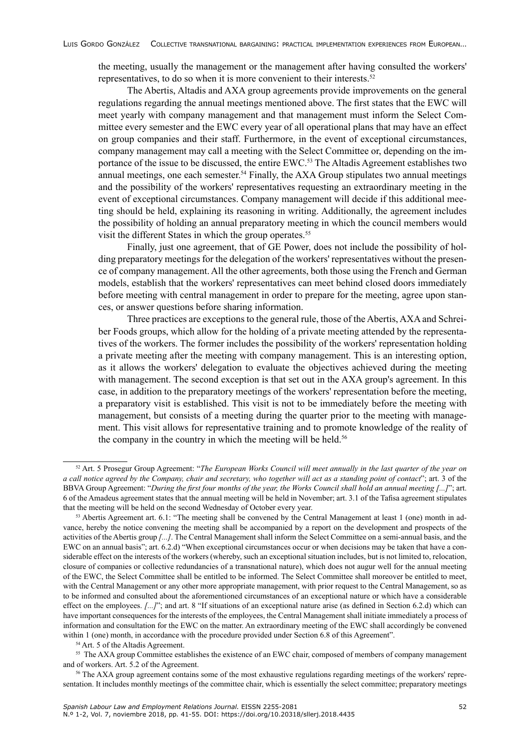the meeting, usually the management or the management after having consulted the workers' representatives, to do so when it is more convenient to their interests.[52]

The Abertis, Altadis and AXA group agreements provide improvements on the general regulations regarding the annual meetings mentioned above. The first states that the EWC will meet yearly with company management and that management must inform the Select Committee every semester and the EWC every year of all operational plans that may have an effect on group companies and their staff. Furthermore, in the event of exceptional circumstances, company management may call a meeting with the Select Committee or, depending on the importance of the issue to be discussed, the entire EWC.[53] The Altadis Agreement establishes two annual meetings, one each semester.[54] Finally, the AXA Group stipulates two annual meetings and the possibility of the workers' representatives requesting an extraordinary meeting in the event of exceptional circumstances. Company management will decide if this additional meeting should be held, explaining its reasoning in writing. Additionally, the agreement includes the possibility of holding an annual preparatory meeting in which the council members would visit the different States in which the group operates.[55]

Finally, just one agreement, that of GE Power, does not include the possibility of holding preparatory meetings for the delegation of the workers' representatives without the presence of company management. All the other agreements, both those using the French and German models, establish that the workers' representatives can meet behind closed doors immediately before meeting with central management in order to prepare for the meeting, agree upon stances, or answer questions before sharing information.

Three practices are exceptions to the general rule, those of the Abertis, AXA and Schreiber Foods groups, which allow for the holding of a private meeting attended by the representatives of the workers. The former includes the possibility of the workers' representation holding a private meeting after the meeting with company management. This is an interesting option, as it allows the workers' delegation to evaluate the objectives achieved during the meeting with management. The second exception is that set out in the AXA group's agreement. In this case, in addition to the preparatory meetings of the workers' representation before the meeting, a preparatory visit is established. This visit is not to be immediately before the meeting with management, but consists of a meeting during the quarter prior to the meeting with management. This visit allows for representative training and to promote knowledge of the reality of the company in the country in which the meeting will be held.[56]

---

[52] Art. 5 Prosegur Group Agreement: "*The European Works Council will meet annually in the last quarter of the year on a call notice agreed by the Company, chair and secretary, who together will act as a standing point of contact*"; art. 3 of the BBVA Group Agreement: "*During the first four months of the year, the Works Council shall hold an annual meeting [...]*"; art. 6 of the Amadeus agreement states that the annual meeting will be held in November; art. 3.1 of the Tafisa agreement stipulates that the meeting will be held on the second Wednesday of October every year.

[53] Abertis Agreement art. 6.1: "The meeting shall be convened by the Central Management at least 1 (one) month in advance, hereby the notice convening the meeting shall be accompanied by a report on the development and prospects of the activities of the Abertis group *[...]*. The Central Management shall inform the Select Committee on a semi-annual basis, and the EWC on an annual basis"; art. 6.2.d) "When exceptional circumstances occur or when decisions may be taken that have a considerable effect on the interests of the workers (whereby, such an exceptional situation includes, but is not limited to, relocation, closure of companies or collective redundancies of a transnational nature), which does not augur well for the annual meeting of the EWC, the Select Committee shall be entitled to be informed. The Select Committee shall moreover be entitled to meet, with the Central Management or any other more appropriate management, with prior request to the Central Management, so as to be informed and consulted about the aforementioned circumstances of an exceptional nature or which have a considerable effect on the employees. *[...]*"; and art. 8 "If situations of an exceptional nature arise (as defined in Section 6.2.d) which can have important consequences for the interests of the employees, the Central Management shall initiate immediately a process of information and consultation for the EWC on the matter. An extraordinary meeting of the EWC shall accordingly be convened within 1 (one) month, in accordance with the procedure provided under Section 6.8 of this Agreement".

[54] Art. 5 of the Altadis Agreement.

[55] The AXA group Committee establishes the existence of an EWC chair, composed of members of company management and of workers. Art. 5.2 of the Agreement.

[56] The AXA group agreement contains some of the most exhaustive regulations regarding meetings of the workers' representation. It includes monthly meetings of the committee chair, which is essentially the select committee; preparatory meetings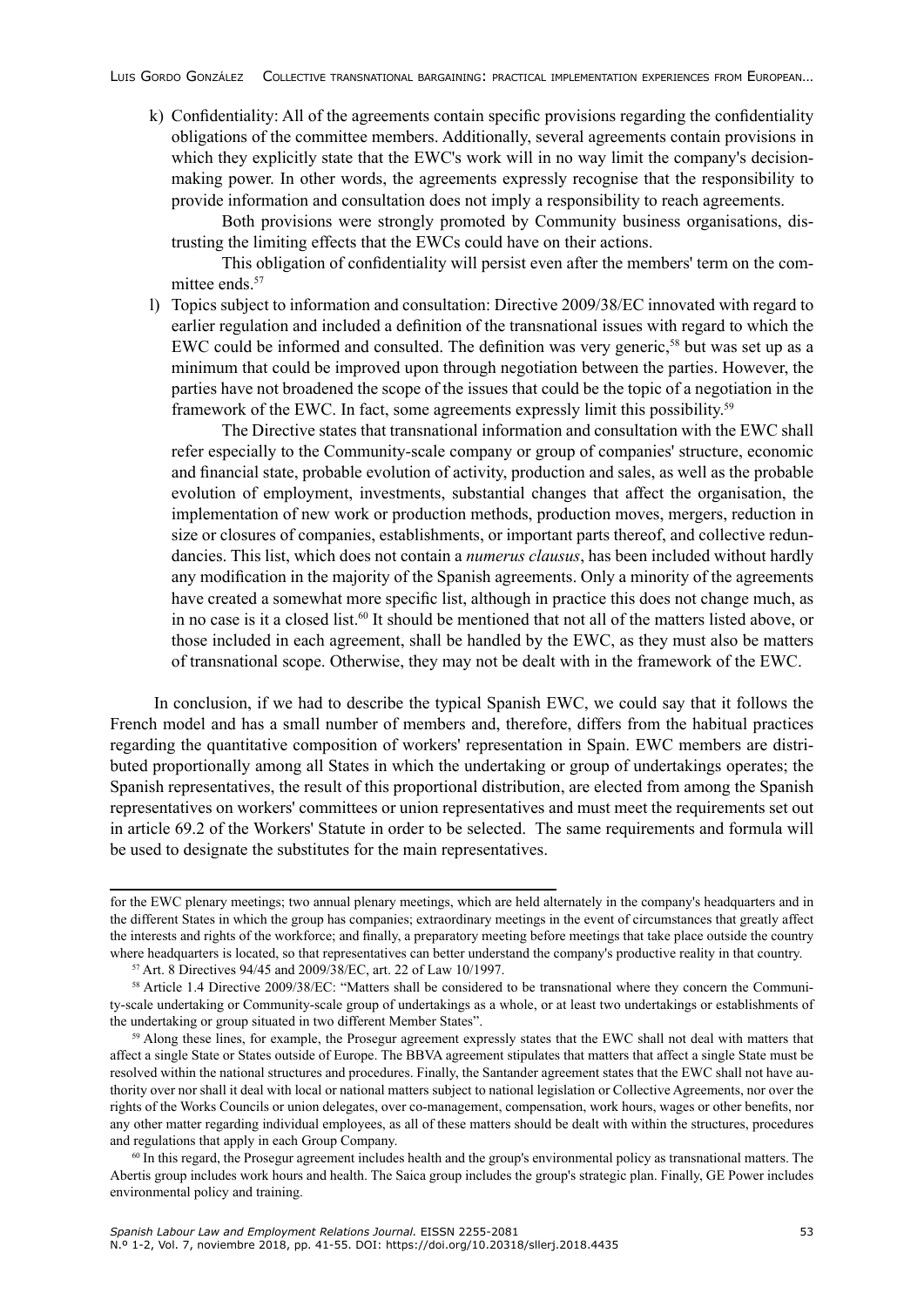k) Confidentiality: All of the agreements contain specific provisions regarding the confidentiality obligations of the committee members. Additionally, several agreements contain provisions in which they explicitly state that the EWC's work will in no way limit the company's decision-making power. In other words, the agreements expressly recognise that the responsibility to provide information and consultation does not imply a responsibility to reach agreements.

   Both provisions were strongly promoted by Community business organisations, distrusting the limiting effects that the EWCs could have on their actions.

   This obligation of confidentiality will persist even after the members' term on the committee ends.[57]

l) Topics subject to information and consultation: Directive 2009/38/EC innovated with regard to earlier regulation and included a definition of the transnational issues with regard to which the EWC could be informed and consulted. The definition was very generic,[58] but was set up as a minimum that could be improved upon through negotiation between the parties. However, the parties have not broadened the scope of the issues that could be the topic of a negotiation in the framework of the EWC. In fact, some agreements expressly limit this possibility.[59]

   The Directive states that transnational information and consultation with the EWC shall refer especially to the Community-scale company or group of companies' structure, economic and financial state, probable evolution of activity, production and sales, as well as the probable evolution of employment, investments, substantial changes that affect the organisation, the implementation of new work or production methods, production moves, mergers, reduction in size or closures of companies, establishments, or important parts thereof, and collective redundancies. This list, which does not contain a *numerus clausus*, has been included without hardly any modification in the majority of the Spanish agreements. Only a minority of the agreements have created a somewhat more specific list, although in practice this does not change much, as in no case is it a closed list.[60] It should be mentioned that not all of the matters listed above, or those included in each agreement, shall be handled by the EWC, as they must also be matters of transnational scope. Otherwise, they may not be dealt with in the framework of the EWC.

In conclusion, if we had to describe the typical Spanish EWC, we could say that it follows the French model and has a small number of members and, therefore, differs from the habitual practices regarding the quantitative composition of workers' representation in Spain. EWC members are distributed proportionally among all States in which the undertaking or group of undertakings operates; the Spanish representatives, the result of this proportional distribution, are elected from among the Spanish representatives on workers' committees or union representatives and must meet the requirements set out in article 69.2 of the Workers' Statute in order to be selected. The same requirements and formula will be used to designate the substitutes for the main representatives.

---

for the EWC plenary meetings; two annual plenary meetings, which are held alternately in the company's headquarters and in the different States in which the group has companies; extraordinary meetings in the event of circumstances that greatly affect the interests and rights of the workforce; and finally, a preparatory meeting before meetings that take place outside the country where headquarters is located, so that representatives can better understand the company's productive reality in that country.

[57] Art. 8 Directives 94/45 and 2009/38/EC, art. 22 of Law 10/1997.

[58] Article 1.4 Directive 2009/38/EC: "Matters shall be considered to be transnational where they concern the Community-scale undertaking or Community-scale group of undertakings as a whole, or at least two undertakings or establishments of the undertaking or group situated in two different Member States".

[59] Along these lines, for example, the Prosegur agreement expressly states that the EWC shall not deal with matters that affect a single State or States outside of Europe. The BBVA agreement stipulates that matters that affect a single State must be resolved within the national structures and procedures. Finally, the Santander agreement states that the EWC shall not have authority over nor shall it deal with local or national matters subject to national legislation or Collective Agreements, nor over the rights of the Works Councils or union delegates, over co-management, compensation, work hours, wages or other benefits, nor any other matter regarding individual employees, as all of these matters should be dealt with within the structures, procedures and regulations that apply in each Group Company.

[60] In this regard, the Prosegur agreement includes health and the group's environmental policy as transnational matters. The Abertis group includes work hours and health. The Saica group includes the group's strategic plan. Finally, GE Power includes environmental policy and training.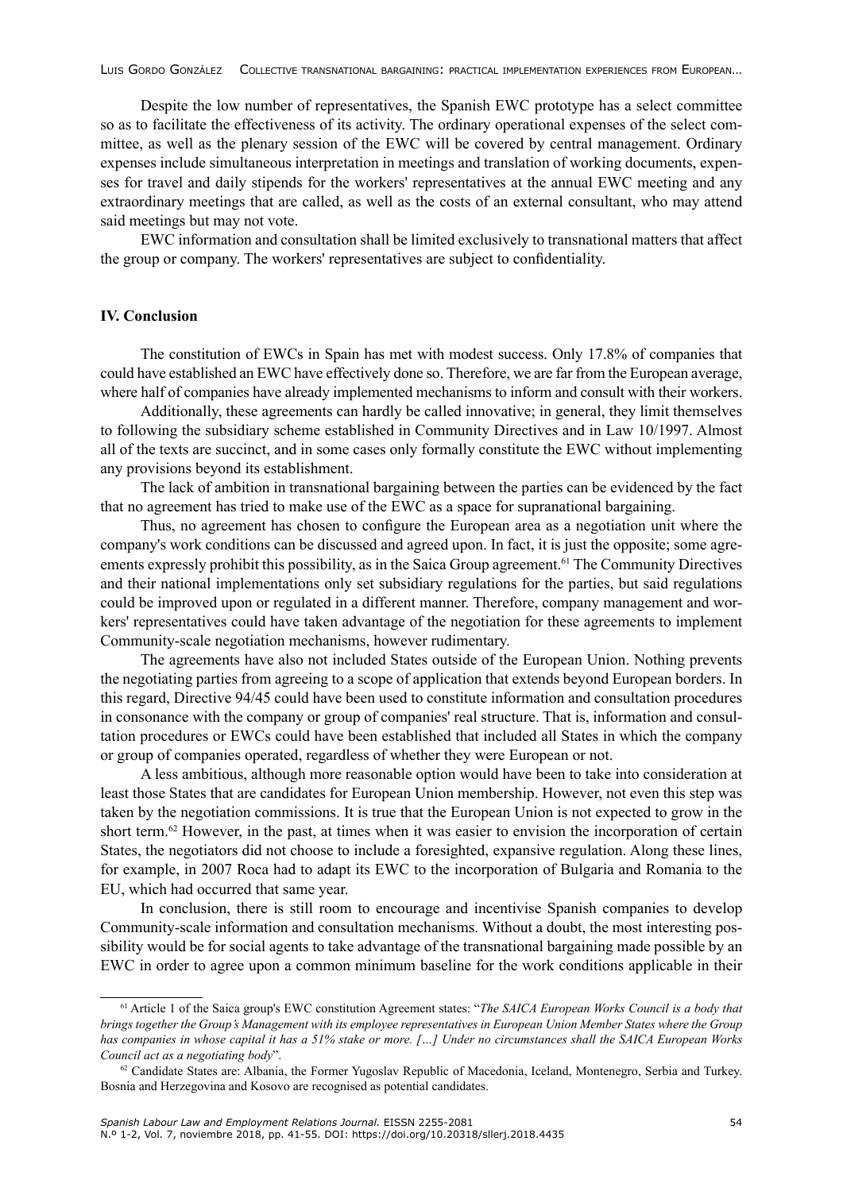Despite the low number of representatives, the Spanish EWC prototype has a select committee so as to facilitate the effectiveness of its activity. The ordinary operational expenses of the select committee, as well as the plenary session of the EWC will be covered by central management. Ordinary expenses include simultaneous interpretation in meetings and translation of working documents, expenses for travel and daily stipends for the workers' representatives at the annual EWC meeting and any extraordinary meetings that are called, as well as the costs of an external consultant, who may attend said meetings but may not vote.

EWC information and consultation shall be limited exclusively to transnational matters that affect the group or company. The workers' representatives are subject to confidentiality.

## IV. Conclusion

The constitution of EWCs in Spain has met with modest success. Only 17.8% of companies that could have established an EWC have effectively done so. Therefore, we are far from the European average, where half of companies have already implemented mechanisms to inform and consult with their workers.

Additionally, these agreements can hardly be called innovative; in general, they limit themselves to following the subsidiary scheme established in Community Directives and in Law 10/1997. Almost all of the texts are succinct, and in some cases only formally constitute the EWC without implementing any provisions beyond its establishment.

The lack of ambition in transnational bargaining between the parties can be evidenced by the fact that no agreement has tried to make use of the EWC as a space for supranational bargaining.

Thus, no agreement has chosen to configure the European area as a negotiation unit where the company's work conditions can be discussed and agreed upon. In fact, it is just the opposite; some agreements expressly prohibit this possibility, as in the Saica Group agreement.[61] The Community Directives and their national implementations only set subsidiary regulations for the parties, but said regulations could be improved upon or regulated in a different manner. Therefore, company management and workers' representatives could have taken advantage of the negotiation for these agreements to implement Community-scale negotiation mechanisms, however rudimentary.

The agreements have also not included States outside of the European Union. Nothing prevents the negotiating parties from agreeing to a scope of application that extends beyond European borders. In this regard, Directive 94/45 could have been used to constitute information and consultation procedures in consonance with the company or group of companies' real structure. That is, information and consultation procedures or EWCs could have been established that included all States in which the company or group of companies operated, regardless of whether they were European or not.

A less ambitious, although more reasonable option would have been to take into consideration at least those States that are candidates for European Union membership. However, not even this step was taken by the negotiation commissions. It is true that the European Union is not expected to grow in the short term.[62] However, in the past, at times when it was easier to envision the incorporation of certain States, the negotiators did not choose to include a foresighted, expansive regulation. Along these lines, for example, in 2007 Roca had to adapt its EWC to the incorporation of Bulgaria and Romania to the EU, which had occurred that same year.

In conclusion, there is still room to encourage and incentivise Spanish companies to develop Community-scale information and consultation mechanisms. Without a doubt, the most interesting possibility would be for social agents to take advantage of the transnational bargaining made possible by an EWC in order to agree upon a common minimum baseline for the work conditions applicable in their

---

[61] Article 1 of the Saica group's EWC constitution Agreement states: "*The SAICA European Works Council is a body that brings together the Group's Management with its employee representatives in European Union Member States where the Group has companies in whose capital it has a 51% stake or more. [...] Under no circumstances shall the SAICA European Works Council act as a negotiating body*".

[62] Candidate States are: Albania, the Former Yugoslav Republic of Macedonia, Iceland, Montenegro, Serbia and Turkey. Bosnia and Herzegovina and Kosovo are recognised as potential candidates.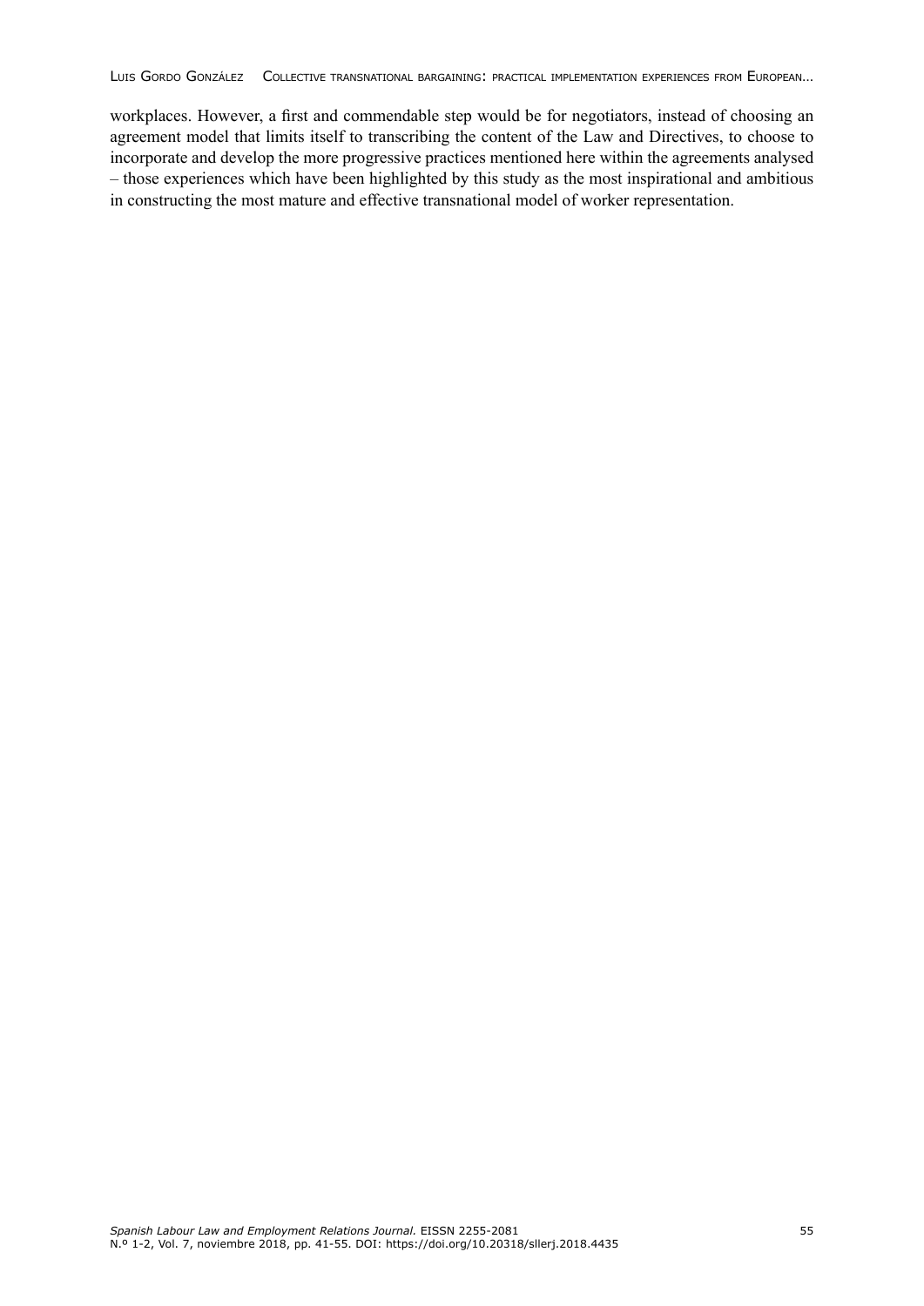workplaces. However, a first and commendable step would be for negotiators, instead of choosing an agreement model that limits itself to transcribing the content of the Law and Directives, to choose to incorporate and develop the more progressive practices mentioned here within the agreements analysed – those experiences which have been highlighted by this study as the most inspirational and ambitious in constructing the most mature and effective transnational model of worker representation.